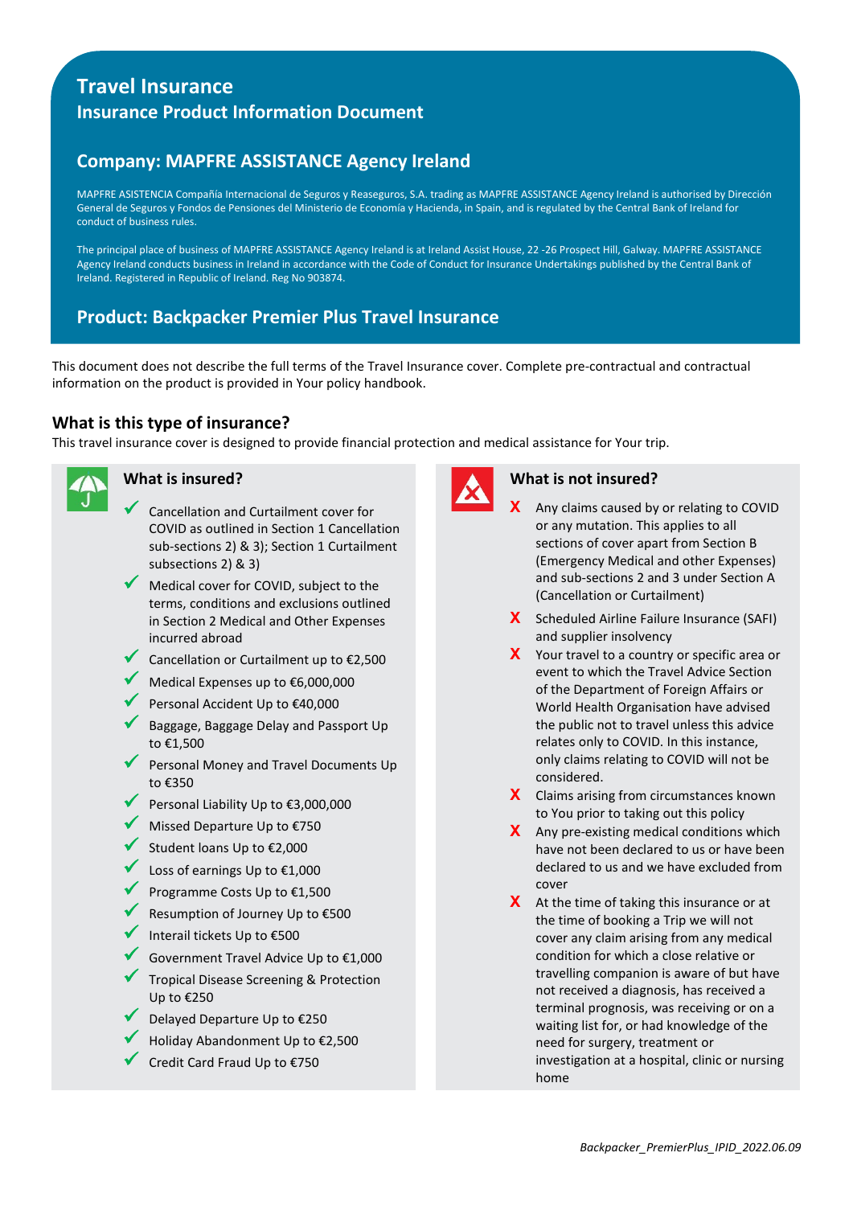# Travel Insurance

## Insurance Product Information Document

## Company: MAPFRE ASSISTANCE Agency Ireland

MAPFRE ASISTENCIA Compañía Internacional de Seguros y Reaseguros, S.A. trading as MAPFRE ASSISTANCE Agency Ireland is authorised by Dirección General de Seguros y Fondos de Pensiones del Ministerio de Economía y Hacienda, in Spain, and is regulated by the Central Bank of Ireland for conduct of business rules.

The principal place of business of MAPFRE ASSISTANCE Agency Ireland is at Ireland Assist House, 22 -26 Prospect Hill, Galway. MAPFRE ASSISTANCE Agency Ireland conducts business in Ireland in accordance with the Code of Conduct for Insurance Undertakings published by the Central Bank of Ireland. Registered in Republic of Ireland. Reg No 903874.

## Product: Backpacker Premier Plus Travel Insurance

This document does not describe the full terms of the Travel Insurance cover. Complete pre-contractual and contractual information on the product is provided in Your policy handbook.

### What is this type of insurance?

This travel insurance cover is designed to provide financial protection and medical assistance for Your trip.

### What is insured?

- ✓ Cancellation and Curtailment cover for COVID as outlined in Section 1 Cancellation sub-sections 2) & 3); Section 1 Curtailment subsections 2) & 3)
- ✓ Medical cover for COVID, subject to the terms, conditions and exclusions outlined in Section 2 Medical and Other Expenses incurred abroad
- ✓ Cancellation or Curtailment up to €2,500
- ✓ Medical Expenses up to €6,000,000
- ✓ Personal Accident Up to €40,000
- ✓ Baggage, Baggage Delay and Passport Up to €1,500
- ✓ Personal Money and Travel Documents Up to €350
- ✓ Personal Liability Up to €3,000,000
- ✓ Missed Departure Up to €750
- ✓ Student loans Up to €2,000
- ✓ Loss of earnings Up to €1,000
- ✓ Programme Costs Up to €1,500
- ✓ Resumption of Journey Up to €500
- ✓ Interail tickets Up to €500
- ✓ Government Travel Advice Up to €1,000
- ✓ Tropical Disease Screening & Protection Up to €250
- ✓ Delayed Departure Up to €250
- ✓ Holiday Abandonment Up to €2,500
- ✓ Credit Card Fraud Up to €750

### What is not insured?

- X Any claims caused by or relating to COVID or any mutation. This applies to all sections of cover apart from Section B (Emergency Medical and other Expenses) and sub-sections 2 and 3 under Section A (Cancellation or Curtailment)
- X Scheduled Airline Failure Insurance (SAFI) and supplier insolvency
- X Your travel to a country or specific area or event to which the Travel Advice Section of the Department of Foreign Affairs or World Health Organisation have advised the public not to travel unless this advice relates only to COVID. In this instance, only claims relating to COVID will not be considered.
- X Claims arising from circumstances known to You prior to taking out this policy
- X Any pre-existing medical conditions which have not been declared to us or have been declared to us and we have excluded from cover
- X At the time of taking this insurance or at the time of booking a Trip we will not cover any claim arising from any medical condition for which a close relative or travelling companion is aware of but have not received a diagnosis, has received a terminal prognosis, was receiving or on a waiting list for, or had knowledge of the need for surgery, treatment or investigation at a hospital, clinic or nursing home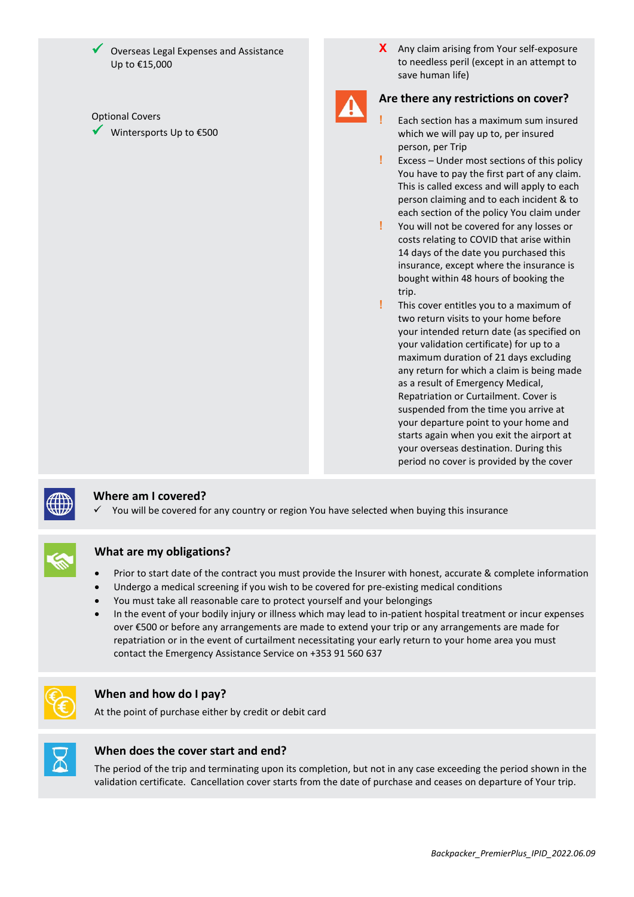✔ Overseas Legal Expenses and Assistance Up to €15,000

Optional Covers

✔ Wintersports Up to €500

✘ Any claim arising from Your self-exposure to needless peril (except in an attempt to save human life)

## Are there any restrictions on cover?

! Each section has a maximum sum insured which we will pay up to, per insured person, per Trip

! Excess – Under most sections of this policy You have to pay the first part of any claim. This is called excess and will apply to each person claiming and to each incident & to each section of the policy You claim under

! You will not be covered for any losses or costs relating to COVID that arise within 14 days of the date you purchased this insurance, except where the insurance is bought within 48 hours of booking the trip.

! This cover entitles you to a maximum of two return visits to your home before your intended return date (as specified on your validation certificate) for up to a maximum duration of 21 days excluding any return for which a claim is being made as a result of Emergency Medical, Repatriation or Curtailment. Cover is suspended from the time you arrive at your departure point to your home and starts again when you exit the airport at your overseas destination. During this period no cover is provided by the cover

## Where am I covered?

✓ You will be covered for any country or region You have selected when buying this insurance

## What are my obligations?

- Prior to start date of the contract you must provide the Insurer with honest, accurate & complete information
- Undergo a medical screening if you wish to be covered for pre-existing medical conditions
- You must take all reasonable care to protect yourself and your belongings
- In the event of your bodily injury or illness which may lead to in-patient hospital treatment or incur expenses over €500 or before any arrangements are made to extend your trip or any arrangements are made for repatriation or in the event of curtailment necessitating your early return to your home area you must contact the Emergency Assistance Service on +353 91 560 637

## When and how do I pay?

At the point of purchase either by credit or debit card

## When does the cover start and end?

The period of the trip and terminating upon its completion, but not in any case exceeding the period shown in the validation certificate. Cancellation cover starts from the date of purchase and ceases on departure of Your trip.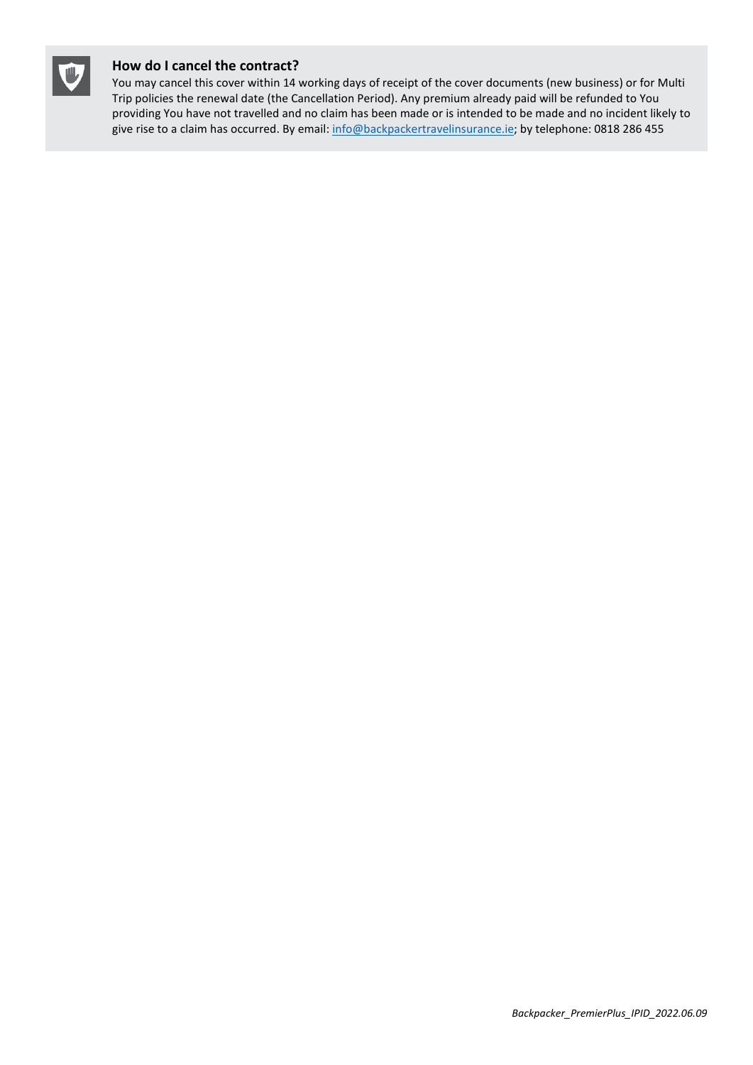### How do I cancel the contract?

You may cancel this cover within 14 working days of receipt of the cover documents (new business) or for Multi Trip policies the renewal date (the Cancellation Period). Any premium already paid will be refunded to You providing You have not travelled and no claim has been made or is intended to be made and no incident likely to give rise to a claim has occurred. By email: info@backpackertravelinsurance.ie; by telephone: 0818 286 455

*Backpacker_PremierPlus_IPID_2022.06.09*